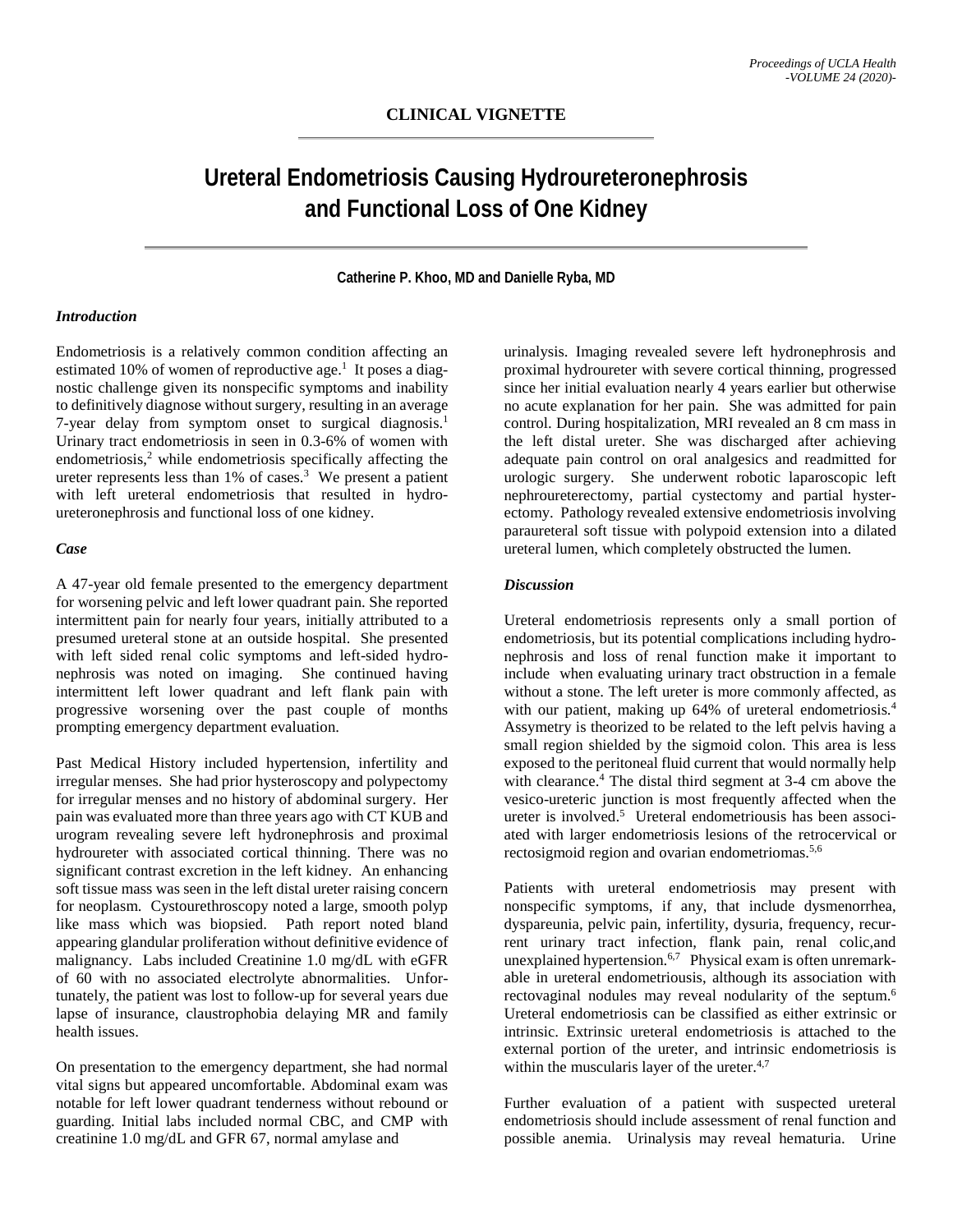**CLINICAL VIGNETTE**

# Ureteral Endometriosis Causing Hydroureteronephrosis and Functional Loss of One Kidney

**Catherine P. Khoo, MD and Danielle Ryba, MD**

### *Introduction*

Endometriosis is a relatively common condition affecting an estimated 10% of women of reproductive age.[1] It poses a diagnostic challenge given its nonspecific symptoms and inability to definitively diagnose without surgery, resulting in an average 7-year delay from symptom onset to surgical diagnosis.[1] Urinary tract endometriosis in seen in 0.3-6% of women with endometriosis,[2] while endometriosis specifically affecting the ureter represents less than 1% of cases.[3] We present a patient with left ureteral endometriosis that resulted in hydroureteronephrosis and functional loss of one kidney.

### *Case*

A 47-year old female presented to the emergency department for worsening pelvic and left lower quadrant pain. She reported intermittent pain for nearly four years, initially attributed to a presumed ureteral stone at an outside hospital. She presented with left sided renal colic symptoms and left-sided hydronephrosis was noted on imaging. She continued having intermittent left lower quadrant and left flank pain with progressive worsening over the past couple of months prompting emergency department evaluation.

Past Medical History included hypertension, infertility and irregular menses. She had prior hysteroscopy and polypectomy for irregular menses and no history of abdominal surgery. Her pain was evaluated more than three years ago with CT KUB and urogram revealing severe left hydronephrosis and proximal hydroureter with associated cortical thinning. There was no significant contrast excretion in the left kidney. An enhancing soft tissue mass was seen in the left distal ureter raising concern for neoplasm. Cystourethroscopy noted a large, smooth polyp like mass which was biopsied. Path report noted bland appearing glandular proliferation without definitive evidence of malignancy. Labs included Creatinine 1.0 mg/dL with eGFR of 60 with no associated electrolyte abnormalities. Unfortunately, the patient was lost to follow-up for several years due lapse of insurance, claustrophobia delaying MR and family health issues.

On presentation to the emergency department, she had normal vital signs but appeared uncomfortable. Abdominal exam was notable for left lower quadrant tenderness without rebound or guarding. Initial labs included normal CBC, and CMP with creatinine 1.0 mg/dL and GFR 67, normal amylase and urinalysis. Imaging revealed severe left hydronephrosis and proximal hydroureter with severe cortical thinning, progressed since her initial evaluation nearly 4 years earlier but otherwise no acute explanation for her pain. She was admitted for pain control. During hospitalization, MRI revealed an 8 cm mass in the left distal ureter. She was discharged after achieving adequate pain control on oral analgesics and readmitted for urologic surgery. She underwent robotic laparoscopic left nephroureterectomy, partial cystectomy and partial hysterectomy. Pathology revealed extensive endometriosis involving paraureteral soft tissue with polypoid extension into a dilated ureteral lumen, which completely obstructed the lumen.

### *Discussion*

Ureteral endometriosis represents only a small portion of endometriosis, but its potential complications including hydronephrosis and loss of renal function make it important to include when evaluating urinary tract obstruction in a female without a stone. The left ureter is more commonly affected, as with our patient, making up 64% of ureteral endometriosis.[4] Assymetry is theorized to be related to the left pelvis having a small region shielded by the sigmoid colon. This area is less exposed to the peritoneal fluid current that would normally help with clearance.[4] The distal third segment at 3-4 cm above the vesico-ureteric junction is most frequently affected when the ureter is involved.[5] Ureteral endometriousis has been associated with larger endometriosis lesions of the retrocervical or rectosigmoid region and ovarian endometriomas.[5,6]

Patients with ureteral endometriosis may present with nonspecific symptoms, if any, that include dysmenorrhea, dyspareunia, pelvic pain, infertility, dysuria, frequency, recurrent urinary tract infection, flank pain, renal colic,and unexplained hypertension.[6,7] Physical exam is often unremarkable in ureteral endometriousis, although its association with rectovaginal nodules may reveal nodularity of the septum.[6] Ureteral endometriosis can be classified as either extrinsic or intrinsic. Extrinsic ureteral endometriosis is attached to the external portion of the ureter, and intrinsic endometriosis is within the muscularis layer of the ureter.[4,7]

Further evaluation of a patient with suspected ureteral endometriosis should include assessment of renal function and possible anemia. Urinalysis may reveal hematuria. Urine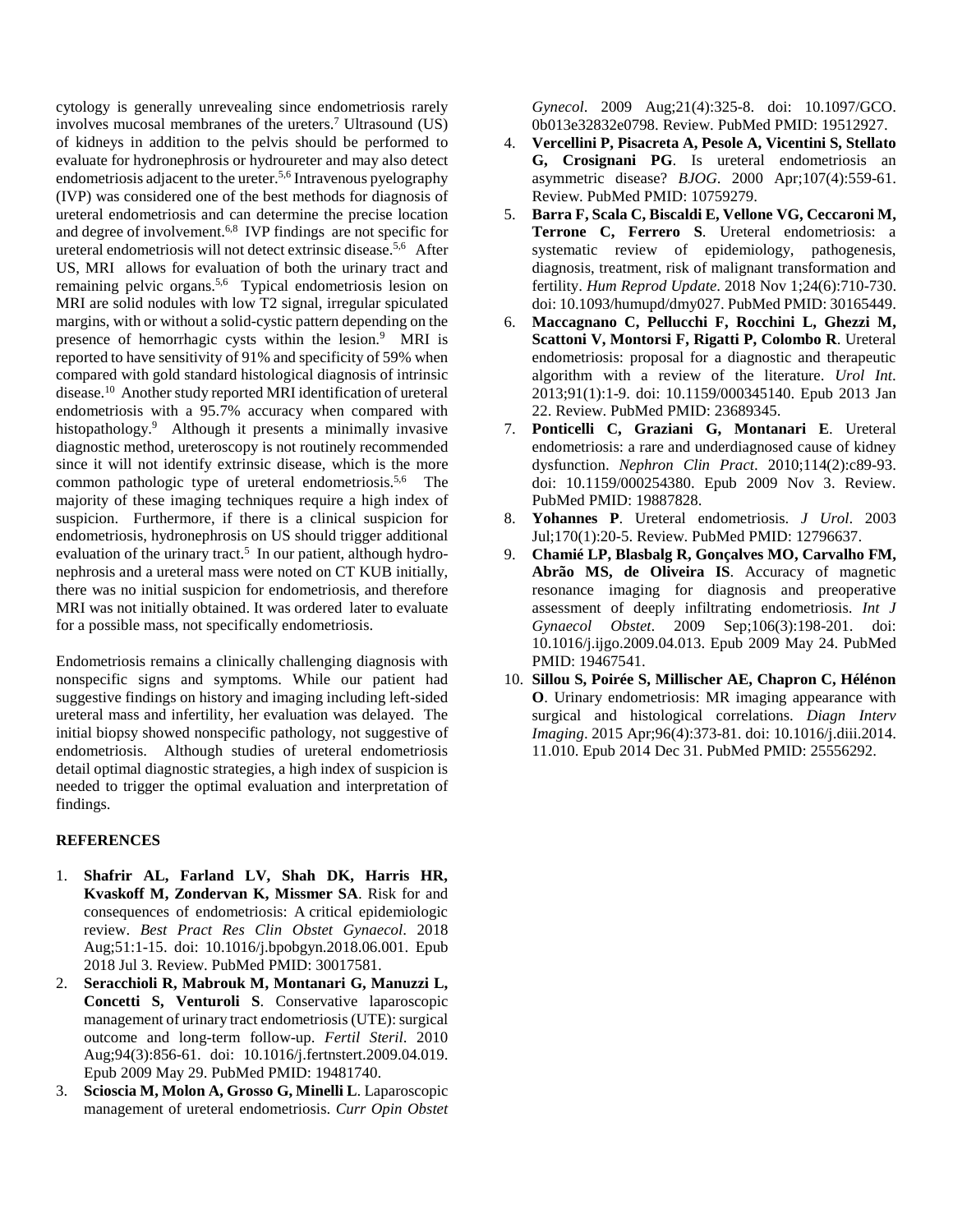cytology is generally unrevealing since endometriosis rarely involves mucosal membranes of the ureters.[7] Ultrasound (US) of kidneys in addition to the pelvis should be performed to evaluate for hydronephrosis or hydroureter and may also detect endometriosis adjacent to the ureter.[5,6] Intravenous pyelography (IVP) was considered one of the best methods for diagnosis of ureteral endometriosis and can determine the precise location and degree of involvement.[6,8] IVP findings are not specific for ureteral endometriosis will not detect extrinsic disease.[5,6] After US, MRI allows for evaluation of both the urinary tract and remaining pelvic organs.[5,6] Typical endometriosis lesion on MRI are solid nodules with low T2 signal, irregular spiculated margins, with or without a solid-cystic pattern depending on the presence of hemorrhagic cysts within the lesion.[9] MRI is reported to have sensitivity of 91% and specificity of 59% when compared with gold standard histological diagnosis of intrinsic disease.[10] Another study reported MRI identification of ureteral endometriosis with a 95.7% accuracy when compared with histopathology.[9] Although it presents a minimally invasive diagnostic method, ureteroscopy is not routinely recommended since it will not identify extrinsic disease, which is the more common pathologic type of ureteral endometriosis.[5,6] The majority of these imaging techniques require a high index of suspicion. Furthermore, if there is a clinical suspicion for endometriosis, hydronephrosis on US should trigger additional evaluation of the urinary tract.[5] In our patient, although hydronephrosis and a ureteral mass were noted on CT KUB initially, there was no initial suspicion for endometriosis, and therefore MRI was not initially obtained. It was ordered later to evaluate for a possible mass, not specifically endometriosis.

Endometriosis remains a clinically challenging diagnosis with nonspecific signs and symptoms. While our patient had suggestive findings on history and imaging including left-sided ureteral mass and infertility, her evaluation was delayed. The initial biopsy showed nonspecific pathology, not suggestive of endometriosis. Although studies of ureteral endometriosis detail optimal diagnostic strategies, a high index of suspicion is needed to trigger the optimal evaluation and interpretation of findings.

## REFERENCES

1. **Shafrir AL, Farland LV, Shah DK, Harris HR, Kvaskoff M, Zondervan K, Missmer SA**. Risk for and consequences of endometriosis: A critical epidemiologic review. *Best Pract Res Clin Obstet Gynaecol*. 2018 Aug;51:1-15. doi: 10.1016/j.bpobgyn.2018.06.001. Epub 2018 Jul 3. Review. PubMed PMID: 30017581.
2. **Seracchioli R, Mabrouk M, Montanari G, Manuzzi L, Concetti S, Venturoli S**. Conservative laparoscopic management of urinary tract endometriosis (UTE): surgical outcome and long-term follow-up. *Fertil Steril*. 2010 Aug;94(3):856-61. doi: 10.1016/j.fertnstert.2009.04.019. Epub 2009 May 29. PubMed PMID: 19481740.
3. **Scioscia M, Molon A, Grosso G, Minelli L**. Laparoscopic management of ureteral endometriosis. *Curr Opin Obstet Gynecol*. 2009 Aug;21(4):325-8. doi: 10.1097/GCO.0b013e32832e0798. Review. PubMed PMID: 19512927.
4. **Vercellini P, Pisacreta A, Pesole A, Vicentini S, Stellato G, Crosignani PG**. Is ureteral endometriosis an asymmetric disease? *BJOG*. 2000 Apr;107(4):559-61. Review. PubMed PMID: 10759279.
5. **Barra F, Scala C, Biscaldi E, Vellone VG, Ceccaroni M, Terrone C, Ferrero S**. Ureteral endometriosis: a systematic review of epidemiology, pathogenesis, diagnosis, treatment, risk of malignant transformation and fertility. *Hum Reprod Update*. 2018 Nov 1;24(6):710-730. doi: 10.1093/humupd/dmy027. PubMed PMID: 30165449.
6. **Maccagnano C, Pellucchi F, Rocchini L, Ghezzi M, Scattoni V, Montorsi F, Rigatti P, Colombo R**. Ureteral endometriosis: proposal for a diagnostic and therapeutic algorithm with a review of the literature. *Urol Int*. 2013;91(1):1-9. doi: 10.1159/000345140. Epub 2013 Jan 22. Review. PubMed PMID: 23689345.
7. **Ponticelli C, Graziani G, Montanari E**. Ureteral endometriosis: a rare and underdiagnosed cause of kidney dysfunction. *Nephron Clin Pract*. 2010;114(2):c89-93. doi: 10.1159/000254380. Epub 2009 Nov 3. Review. PubMed PMID: 19887828.
8. **Yohannes P**. Ureteral endometriosis. *J Urol*. 2003 Jul;170(1):20-5. Review. PubMed PMID: 12796637.
9. **Chamié LP, Blasbalg R, Gonçalves MO, Carvalho FM, Abrão MS, de Oliveira IS**. Accuracy of magnetic resonance imaging for diagnosis and preoperative assessment of deeply infiltrating endometriosis. *Int J Gynaecol Obstet*. 2009 Sep;106(3):198-201. doi: 10.1016/j.ijgo.2009.04.013. Epub 2009 May 24. PubMed PMID: 19467541.
10. **Sillou S, Poirée S, Millischer AE, Chapron C, Hélénon O**. Urinary endometriosis: MR imaging appearance with surgical and histological correlations. *Diagn Interv Imaging*. 2015 Apr;96(4):373-81. doi: 10.1016/j.diii.2014.11.010. Epub 2014 Dec 31. PubMed PMID: 25556292.